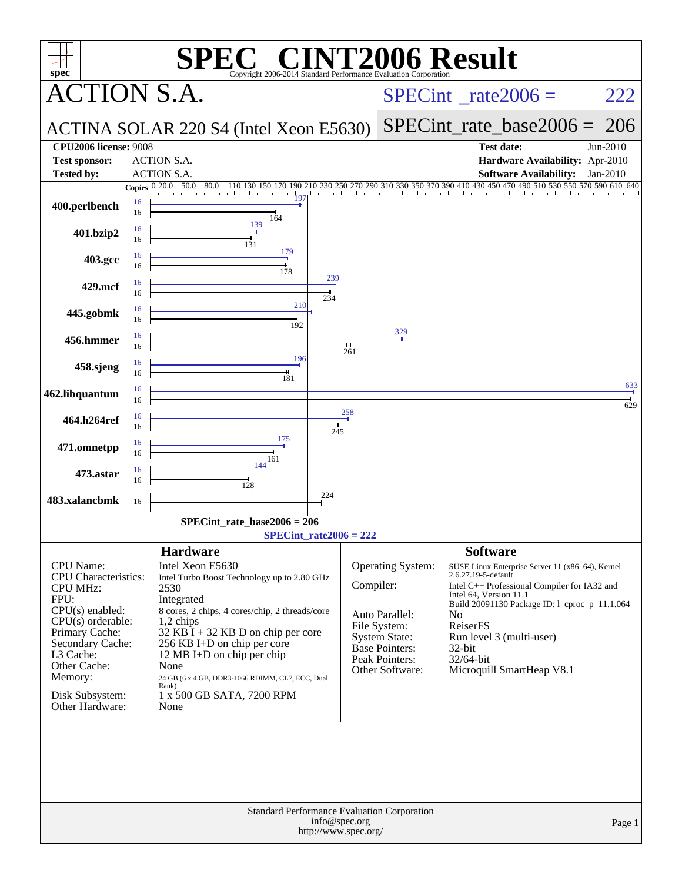# SPEC CINT2006 Result

Copyright 2006-2014 Standard Performance Evaluation Corporation

## ACTION S.A.

**ACTINA SOLAR 220 S4 (Intel Xeon E5630)**

SPECint_rate2006 = 222

SPECint_rate_base2006 = 206

| | | | |
|---|---|---|---|
| **CPU2006 license:** | 9008 | **Test date:** | Jun-2010 |
| **Test sponsor:** | ACTION S.A. | **Hardware Availability:** | Apr-2010 |
| **Tested by:** | ACTION S.A. | **Software Availability:** | Jan-2010 |

| Benchmark | Copies (peak) | Copies (base) | Peak | Base |
|---|---|---|---|---|
| 400.perlbench | 16 | 16 | 197 | 164 |
| 401.bzip2 | 16 | 16 | 139 | 131 |
| 403.gcc | 16 | 16 | 179 | 178 |
| 429.mcf | 16 | 16 | 239 | 234 |
| 445.gobmk | 16 | 16 | 210 | 192 |
| 456.hmmer | 16 | 16 | 329 | 261 |
| 458.sjeng | 16 | 16 | 196 | 181 |
| 462.libquantum | 16 | 16 | 633 | 629 |
| 464.h264ref | 16 | 16 | 258 | 245 |
| 471.omnetpp | 16 | 16 | 175 | 161 |
| 473.astar | 16 | 16 | 144 | 128 |
| 483.xalancbmk | | 16 | | 224 |

SPECint_rate_base2006 = 206

SPECint_rate2006 = 222

### Hardware

| | |
|---|---|
| CPU Name: | Intel Xeon E5630 |
| CPU Characteristics: | Intel Turbo Boost Technology up to 2.80 GHz |
| CPU MHz: | 2530 |
| FPU: | Integrated |
| CPU(s) enabled: | 8 cores, 2 chips, 4 cores/chip, 2 threads/core |
| CPU(s) orderable: | 1,2 chips |
| Primary Cache: | 32 KB I + 32 KB D on chip per core |
| Secondary Cache: | 256 KB I+D on chip per core |
| L3 Cache: | 12 MB I+D on chip per chip |
| Other Cache: | None |
| Memory: | 24 GB (6 x 4 GB, DDR3-1066 RDIMM, CL7, ECC, Dual Rank) |
| Disk Subsystem: | 1 x 500 GB SATA, 7200 RPM |
| Other Hardware: | None |

### Software

| | |
|---|---|
| Operating System: | SUSE Linux Enterprise Server 11 (x86_64), Kernel 2.6.27.19-5-default |
| Compiler: | Intel C++ Professional Compiler for IA32 and Intel 64, Version 11.1 Build 20091130 Package ID: l_cproc_p_11.1.064 |
| Auto Parallel: | No |
| File System: | ReiserFS |
| System State: | Run level 3 (multi-user) |
| Base Pointers: | 32-bit |
| Peak Pointers: | 32/64-bit |
| Other Software: | Microquill SmartHeap V8.1 |

Standard Performance Evaluation Corporation
info@spec.org
http://www.spec.org/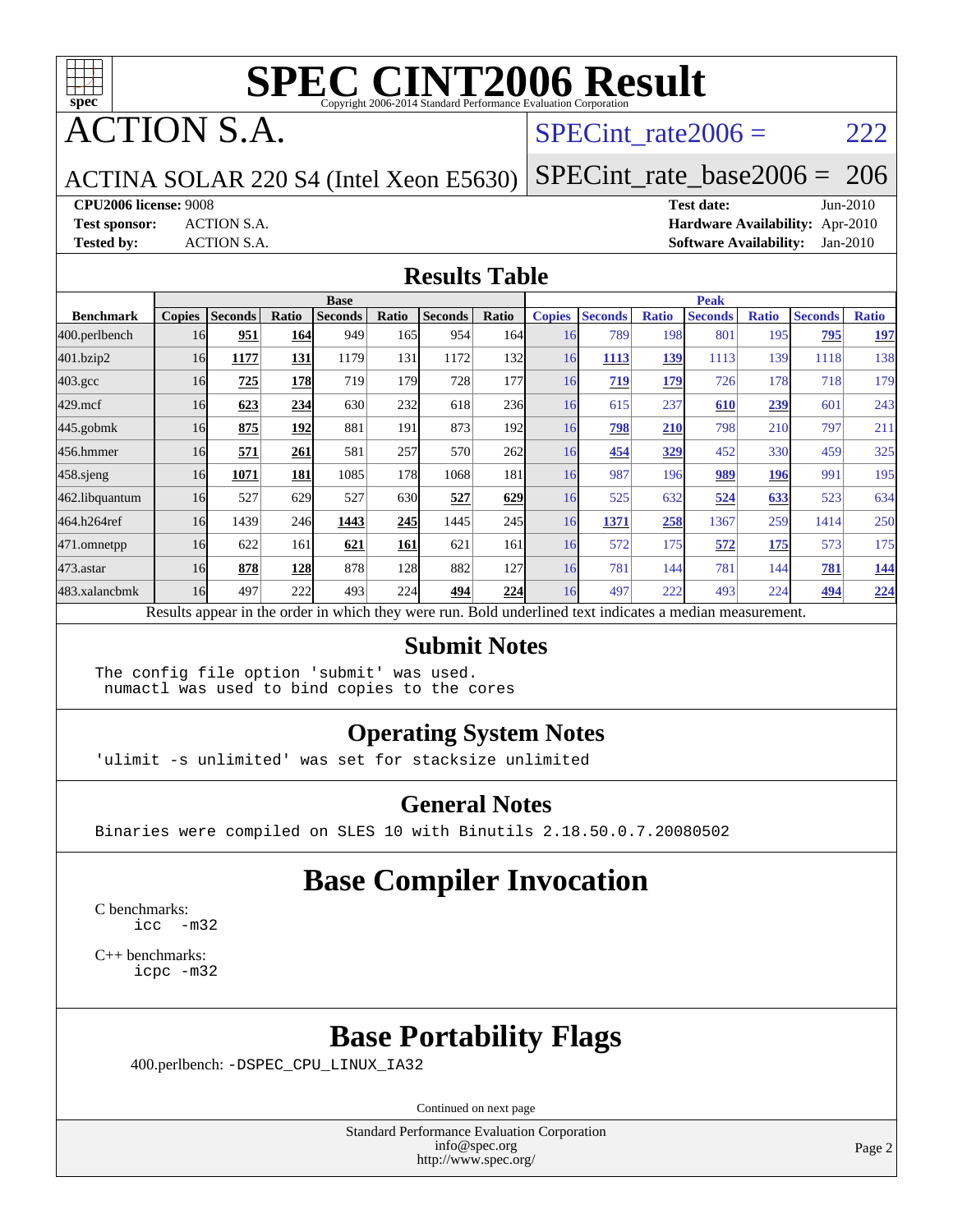# SPEC CINT2006 Result

Copyright 2006-2014 Standard Performance Evaluation Corporation

## ACTION S.A.

ACTINA SOLAR 220 S4 (Intel Xeon E5630)

SPECint_rate2006 = 222

SPECint_rate_base2006 = 206

**CPU2006 license:** 9008
**Test sponsor:** ACTION S.A.
**Tested by:** ACTION S.A.

**Test date:** Jun-2010
**Hardware Availability:** Apr-2010
**Software Availability:** Jan-2010

## Results Table

| Benchmark | Base | | | | | | | Peak | | | | | | |
|---|---|---|---|---|---|---|---|---|---|---|---|---|---|---|
| | Copies | Seconds | Ratio | Seconds | Ratio | Seconds | Ratio | Copies | Seconds | Ratio | Seconds | Ratio | Seconds | Ratio |
| 400.perlbench | 16 | **951** | **164** | 949 | 165 | 954 | 164 | 16 | 789 | 198 | 801 | 195 | **795** | **197** |
| 401.bzip2 | 16 | **1177** | **131** | 1179 | 131 | 1172 | 132 | 16 | **1113** | **139** | 1113 | 139 | 1118 | 138 |
| 403.gcc | 16 | **725** | **178** | 719 | 179 | 728 | 177 | 16 | **719** | **179** | 726 | 178 | 718 | 179 |
| 429.mcf | 16 | **623** | **234** | 630 | 232 | 618 | 236 | 16 | 615 | 237 | **610** | **239** | 601 | 243 |
| 445.gobmk | 16 | **875** | **192** | 881 | 191 | 873 | 192 | 16 | **798** | **210** | 798 | 210 | 797 | 211 |
| 456.hmmer | 16 | **571** | **261** | 581 | 257 | 570 | 262 | 16 | **454** | **329** | 452 | 330 | 459 | 325 |
| 458.sjeng | 16 | **1071** | **181** | 1085 | 178 | 1068 | 181 | 16 | 987 | 196 | **989** | **196** | 991 | 195 |
| 462.libquantum | 16 | 527 | 629 | 527 | 630 | **527** | **629** | 16 | 525 | 632 | **524** | **633** | 523 | 634 |
| 464.h264ref | 16 | 1439 | 246 | **1443** | **245** | 1445 | 245 | 16 | **1371** | **258** | 1367 | 259 | 1414 | 250 |
| 471.omnetpp | 16 | 622 | 161 | **621** | **161** | 621 | 161 | 16 | 572 | 175 | **572** | **175** | 573 | 175 |
| 473.astar | 16 | **878** | **128** | 878 | 128 | 882 | 127 | 16 | 781 | 144 | 781 | 144 | **781** | **144** |
| 483.xalancbmk | 16 | 497 | 222 | 493 | 224 | **494** | **224** | 16 | 497 | 222 | 493 | 224 | **494** | **224** |

Results appear in the order in which they were run. Bold underlined text indicates a median measurement.

## Submit Notes

```
The config file option 'submit' was used.
 numactl was used to bind copies to the cores
```

## Operating System Notes

```
'ulimit -s unlimited' was set for stacksize unlimited
```

## General Notes

```
Binaries were compiled on SLES 10 with Binutils 2.18.50.0.7.20080502
```

## Base Compiler Invocation

C benchmarks:
```
icc  -m32
```

C++ benchmarks:
```
icpc -m32
```

## Base Portability Flags

400.perlbench: -DSPEC_CPU_LINUX_IA32

Continued on next page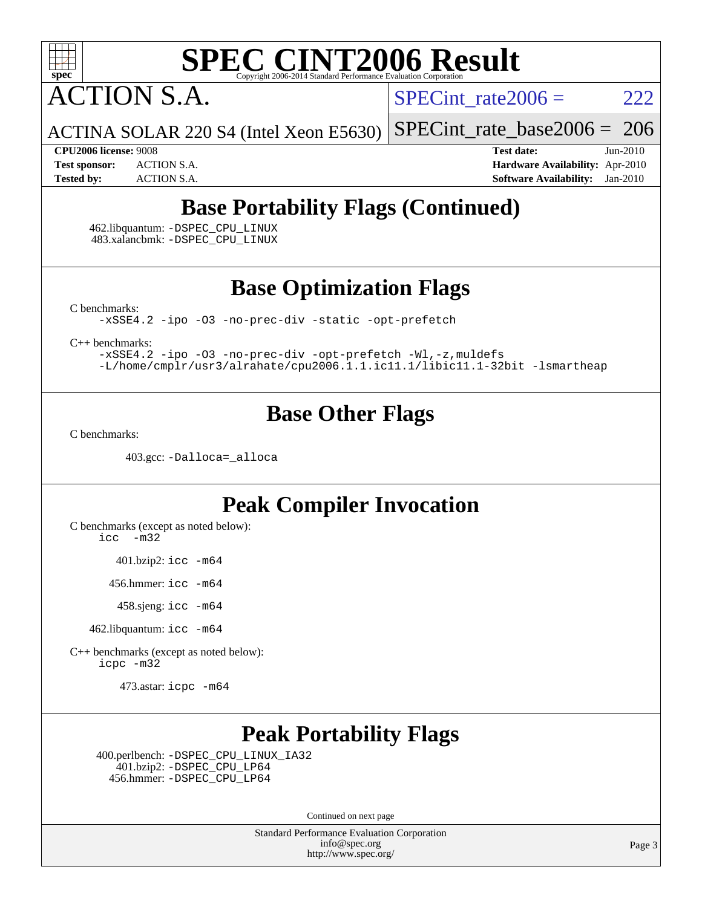# SPEC CINT2006 Result

# ACTION S.A.

ACTINA SOLAR 220 S4 (Intel Xeon E5630)

SPECint_rate2006 = 222

SPECint_rate_base2006 = 206

**CPU2006 license:** 9008
**Test sponsor:** ACTION S.A.
**Tested by:** ACTION S.A.

**Test date:** Jun-2010
**Hardware Availability:** Apr-2010
**Software Availability:** Jan-2010

## Base Portability Flags (Continued)

462.libquantum: `-DSPEC_CPU_LINUX`
483.xalancbmk: `-DSPEC_CPU_LINUX`

## Base Optimization Flags

C benchmarks:
```
-xSSE4.2 -ipo -O3 -no-prec-div -static -opt-prefetch
```

C++ benchmarks:
```
-xSSE4.2 -ipo -O3 -no-prec-div -opt-prefetch -Wl,-z,muldefs
-L/home/cmplr/usr3/alrahate/cpu2006.1.1.ic11.1/libic11.1-32bit -lsmartheap
```

## Base Other Flags

C benchmarks:

403.gcc: `-Dalloca=_alloca`

## Peak Compiler Invocation

C benchmarks (except as noted below):
`icc -m32`

401.bzip2: `icc -m64`

456.hmmer: `icc -m64`

458.sjeng: `icc -m64`

462.libquantum: `icc -m64`

C++ benchmarks (except as noted below):
`icpc -m32`

473.astar: `icpc -m64`

## Peak Portability Flags

400.perlbench: `-DSPEC_CPU_LINUX_IA32`
401.bzip2: `-DSPEC_CPU_LP64`
456.hmmer: `-DSPEC_CPU_LP64`

Continued on next page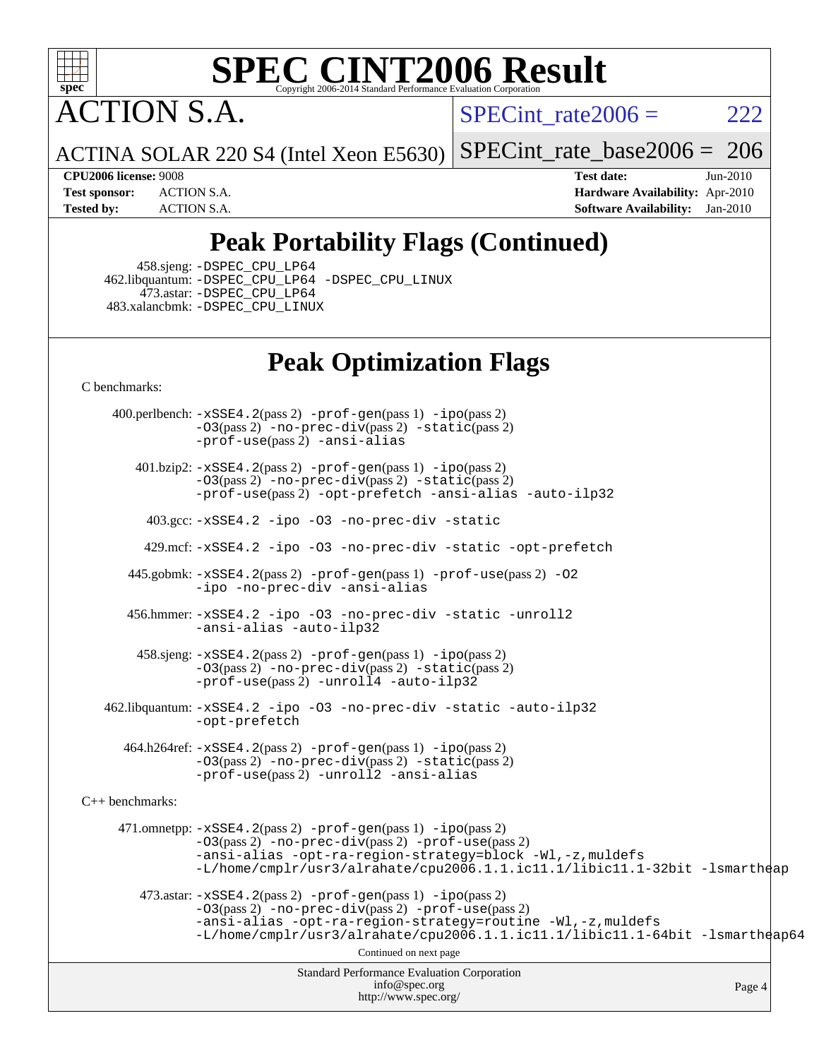# SPEC CINT2006 Result

Copyright 2006-2014 Standard Performance Evaluation Corporation

## ACTION S.A.

ACTINA SOLAR 220 S4 (Intel Xeon E5630)

SPECint_rate2006 = 222

SPECint_rate_base2006 = 206

| | | | |
|---|---|---|---|
| **CPU2006 license:** | 9008 | **Test date:** | Jun-2010 |
| **Test sponsor:** | ACTION S.A. | **Hardware Availability:** | Apr-2010 |
| **Tested by:** | ACTION S.A. | **Software Availability:** | Jan-2010 |

## Peak Portability Flags (Continued)

458.sjeng: -DSPEC_CPU_LP64
462.libquantum: -DSPEC_CPU_LP64 -DSPEC_CPU_LINUX
473.astar: -DSPEC_CPU_LP64
483.xalancbmk: -DSPEC_CPU_LINUX

## Peak Optimization Flags

C benchmarks:

400.perlbench: -xSSE4.2(pass 2) -prof-gen(pass 1) -ipo(pass 2) -O3(pass 2) -no-prec-div(pass 2) -static(pass 2) -prof-use(pass 2) -ansi-alias

401.bzip2: -xSSE4.2(pass 2) -prof-gen(pass 1) -ipo(pass 2) -O3(pass 2) -no-prec-div(pass 2) -static(pass 2) -prof-use(pass 2) -opt-prefetch -ansi-alias -auto-ilp32

403.gcc: -xSSE4.2 -ipo -O3 -no-prec-div -static

429.mcf: -xSSE4.2 -ipo -O3 -no-prec-div -static -opt-prefetch

445.gobmk: -xSSE4.2(pass 2) -prof-gen(pass 1) -prof-use(pass 2) -O2 -ipo -no-prec-div -ansi-alias

456.hmmer: -xSSE4.2 -ipo -O3 -no-prec-div -static -unroll2 -ansi-alias -auto-ilp32

458.sjeng: -xSSE4.2(pass 2) -prof-gen(pass 1) -ipo(pass 2) -O3(pass 2) -no-prec-div(pass 2) -static(pass 2) -prof-use(pass 2) -unroll4 -auto-ilp32

462.libquantum: -xSSE4.2 -ipo -O3 -no-prec-div -static -auto-ilp32 -opt-prefetch

464.h264ref: -xSSE4.2(pass 2) -prof-gen(pass 1) -ipo(pass 2) -O3(pass 2) -no-prec-div(pass 2) -static(pass 2) -prof-use(pass 2) -unroll2 -ansi-alias

C++ benchmarks:

471.omnetpp: -xSSE4.2(pass 2) -prof-gen(pass 1) -ipo(pass 2) -O3(pass 2) -no-prec-div(pass 2) -prof-use(pass 2) -ansi-alias -opt-ra-region-strategy=block -Wl,-z,muldefs -L/home/cmplr/usr3/alrahate/cpu2006.1.1.ic11.1/libic11.1-32bit -lsmartheap

473.astar: -xSSE4.2(pass 2) -prof-gen(pass 1) -ipo(pass 2) -O3(pass 2) -no-prec-div(pass 2) -prof-use(pass 2) -ansi-alias -opt-ra-region-strategy=routine -Wl,-z,muldefs -L/home/cmplr/usr3/alrahate/cpu2006.1.1.ic11.1/libic11.1-64bit -lsmartheap64

Continued on next page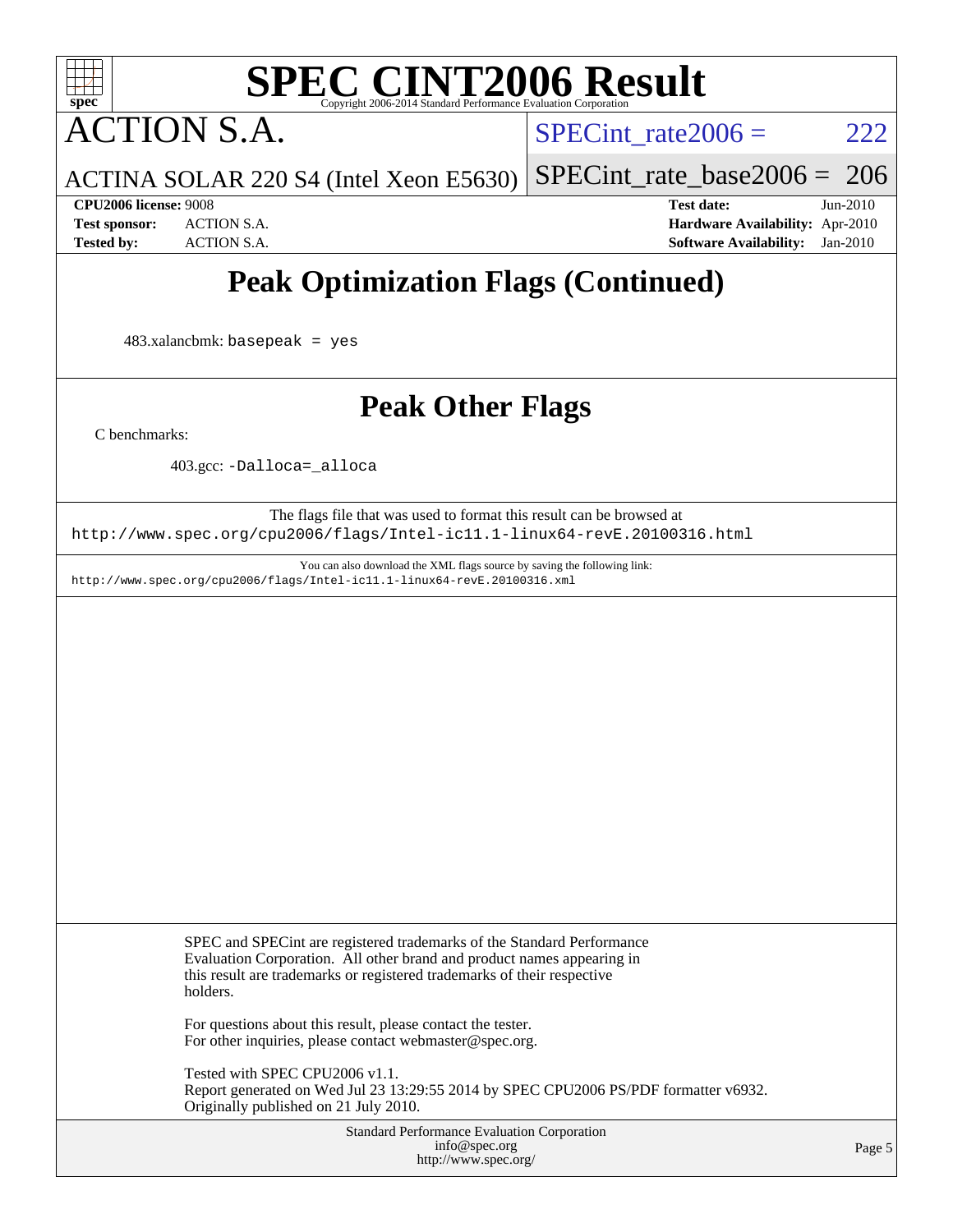# Peak Optimization Flags (Continued)

483.xalancbmk: basepeak = yes

# Peak Other Flags

C benchmarks:

403.gcc: -Dalloca=_alloca

The flags file that was used to format this result can be browsed at
http://www.spec.org/cpu2006/flags/Intel-ic11.1-linux64-revE.20100316.html

You can also download the XML flags source by saving the following link:
http://www.spec.org/cpu2006/flags/Intel-ic11.1-linux64-revE.20100316.xml

SPEC and SPECint are registered trademarks of the Standard Performance Evaluation Corporation. All other brand and product names appearing in this result are trademarks or registered trademarks of their respective holders.

For questions about this result, please contact the tester.
For other inquiries, please contact webmaster@spec.org.

Tested with SPEC CPU2006 v1.1.
Report generated on Wed Jul 23 13:29:55 2014 by SPEC CPU2006 PS/PDF formatter v6932.
Originally published on 21 July 2010.